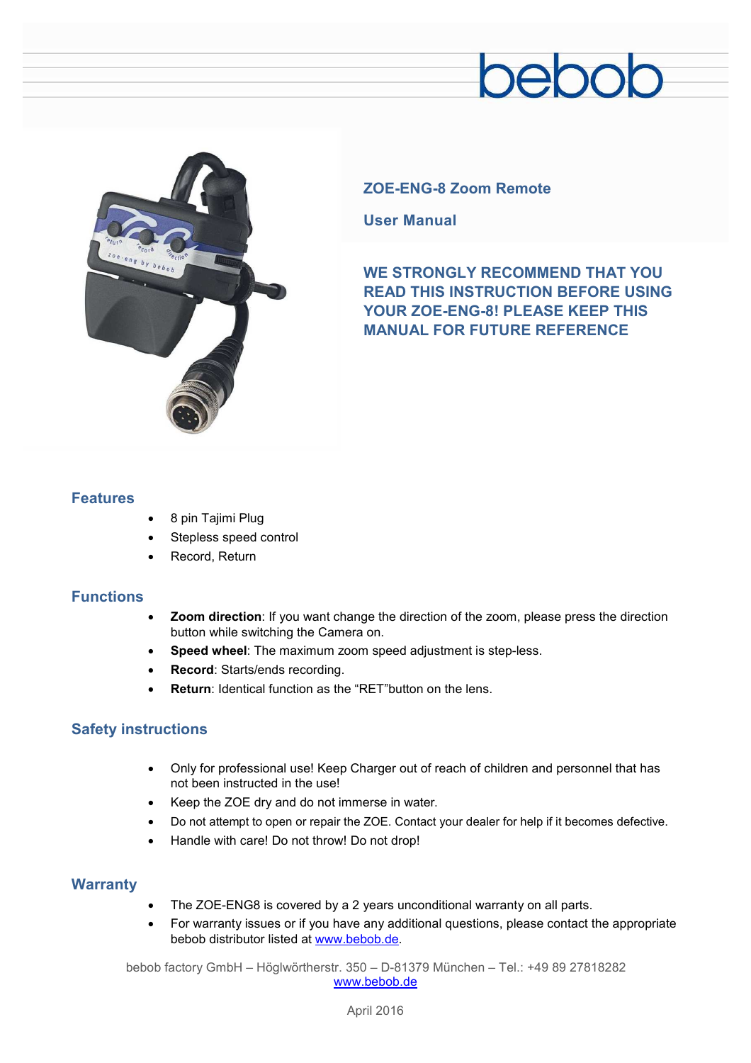bebob

## ZOE-ENG-8 Zoom Remote

## User Manual

**WE STRONGLY RECOMMEND THAT YOU READ THIS INSTRUCTION BEFORE USING YOUR ZOE-ENG-8! PLEASE KEEP THIS MANUAL FOR FUTURE REFERENCE**

## Features

- 8 pin Tajimi Plug
- Stepless speed control
- Record, Return

## Functions

- **Zoom direction**: If you want change the direction of the zoom, please press the direction button while switching the Camera on.
- **Speed wheel**: The maximum zoom speed adjustment is step-less.
- **Record**: Starts/ends recording.
- **Return**: Identical function as the "RET"button on the lens.

## Safety instructions

- Only for professional use! Keep Charger out of reach of children and personnel that has not been instructed in the use!
- Keep the ZOE dry and do not immerse in water.
- Do not attempt to open or repair the ZOE. Contact your dealer for help if it becomes defective.
- Handle with care! Do not throw! Do not drop!

## Warranty

- The ZOE-ENG8 is covered by a 2 years unconditional warranty on all parts.
- For warranty issues or if you have any additional questions, please contact the appropriate bebob distributor listed at www.bebob.de.

bebob factory GmbH – Höglwörtherstr. 350 – D-81379 München – Tel.: +49 89 27818282
www.bebob.de

April 2016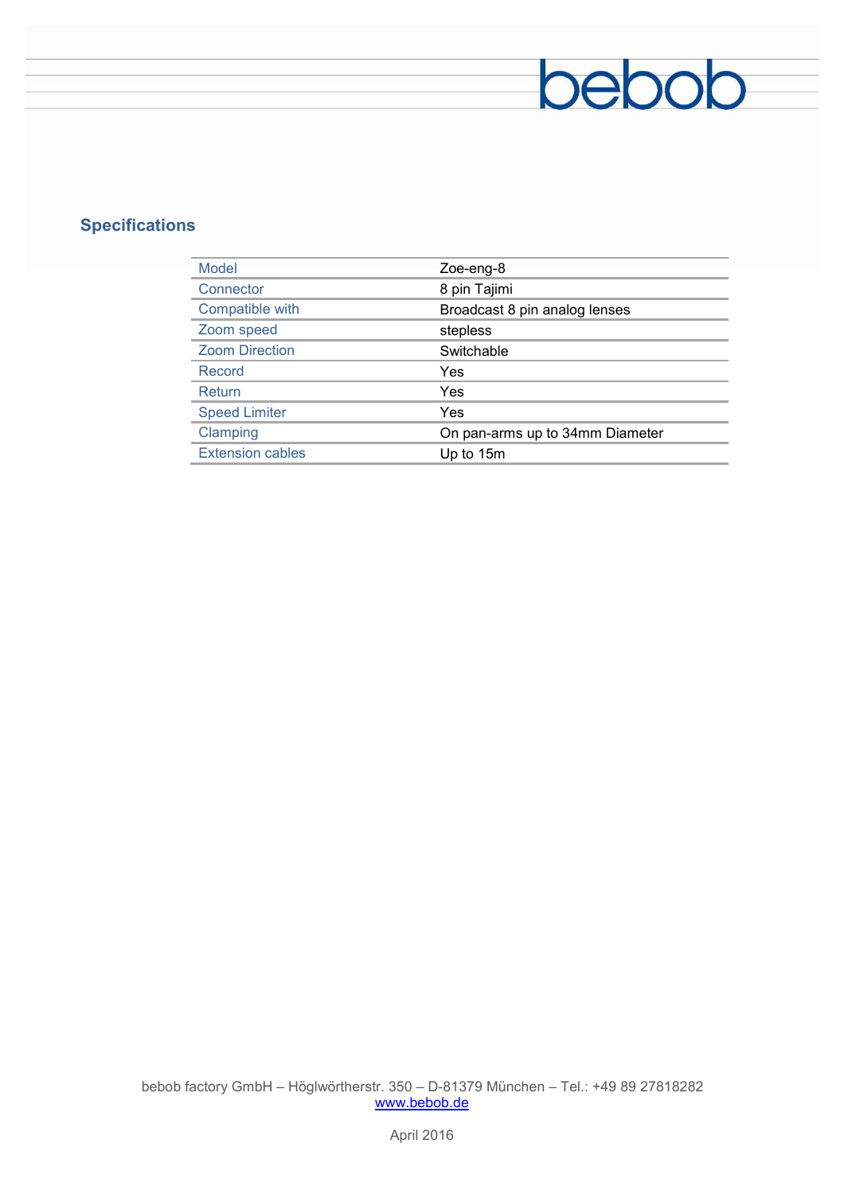## Specifications

| | |
|---|---|
| Model | Zoe-eng-8 |
| Connector | 8 pin Tajimi |
| Compatible with | Broadcast 8 pin analog lenses |
| Zoom speed | stepless |
| Zoom Direction | Switchable |
| Record | Yes |
| Return | Yes |
| Speed Limiter | Yes |
| Clamping | On pan-arms up to 34mm Diameter |
| Extension cables | Up to 15m |

bebob factory GmbH – Höglwörtherstr. 350 – D-81379 München – Tel.: +49 89 27818282
www.bebob.de

April 2016